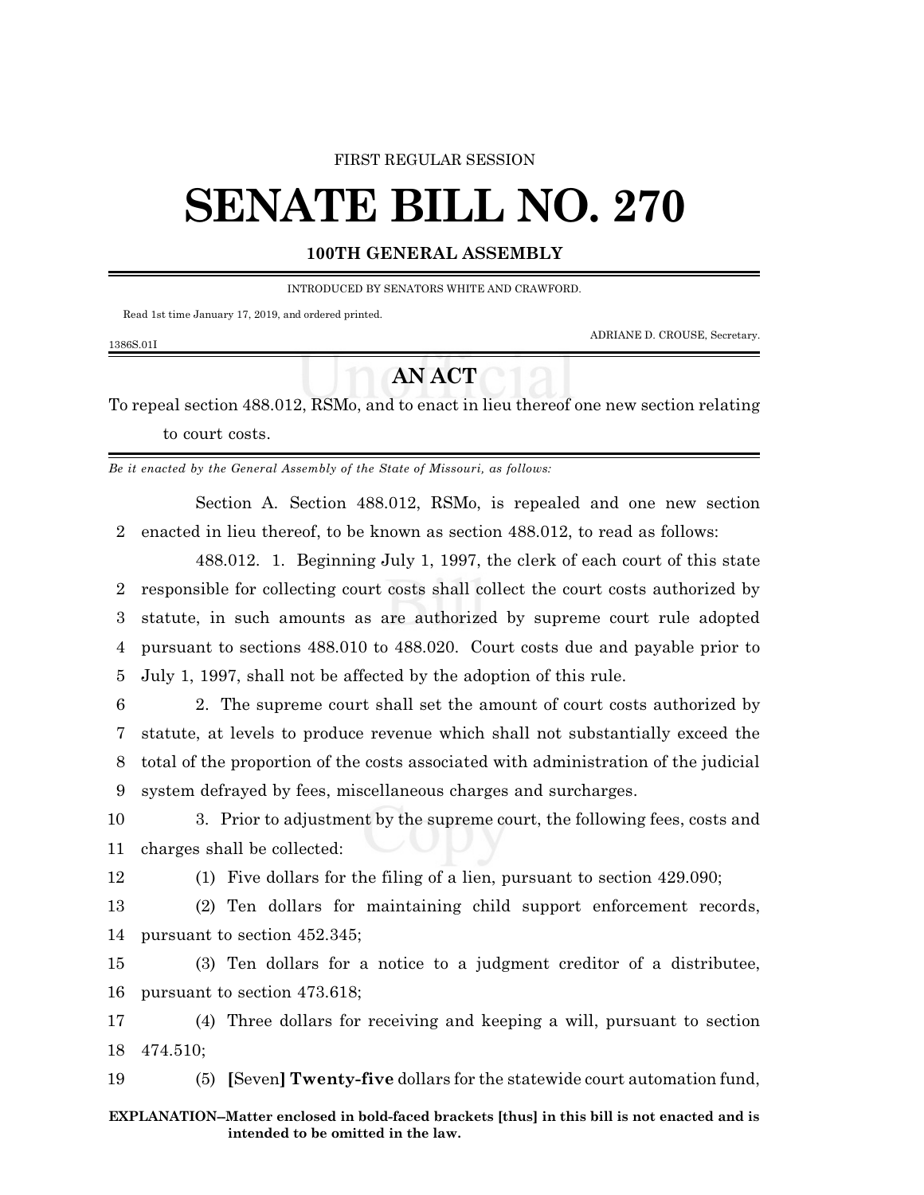FIRST REGULAR SESSION

# SENATE BILL NO. 270

**100TH GENERAL ASSEMBLY**

INTRODUCED BY SENATORS WHITE AND CRAWFORD.

Read 1st time January 17, 2019, and ordered printed.

ADRIANE D. CROUSE, Secretary.

1386S.01I

## AN ACT

To repeal section 488.012, RSMo, and to enact in lieu thereof one new section relating to court costs.

*Be it enacted by the General Assembly of the State of Missouri, as follows:*

Section A. Section 488.012, RSMo, is repealed and one new section enacted in lieu thereof, to be known as section 488.012, to read as follows:

488.012. 1. Beginning July 1, 1997, the clerk of each court of this state responsible for collecting court costs shall collect the court costs authorized by statute, in such amounts as are authorized by supreme court rule adopted pursuant to sections 488.010 to 488.020. Court costs due and payable prior to July 1, 1997, shall not be affected by the adoption of this rule.

2. The supreme court shall set the amount of court costs authorized by statute, at levels to produce revenue which shall not substantially exceed the total of the proportion of the costs associated with administration of the judicial system defrayed by fees, miscellaneous charges and surcharges.

3. Prior to adjustment by the supreme court, the following fees, costs and charges shall be collected:

(1) Five dollars for the filing of a lien, pursuant to section 429.090;

(2) Ten dollars for maintaining child support enforcement records, pursuant to section 452.345;

(3) Ten dollars for a notice to a judgment creditor of a distributee, pursuant to section 473.618;

(4) Three dollars for receiving and keeping a will, pursuant to section 474.510;

(5) **[**Seven**]** **Twenty-five** dollars for the statewide court automation fund,

**EXPLANATION–Matter enclosed in bold-faced brackets [thus] in this bill is not enacted and is intended to be omitted in the law.**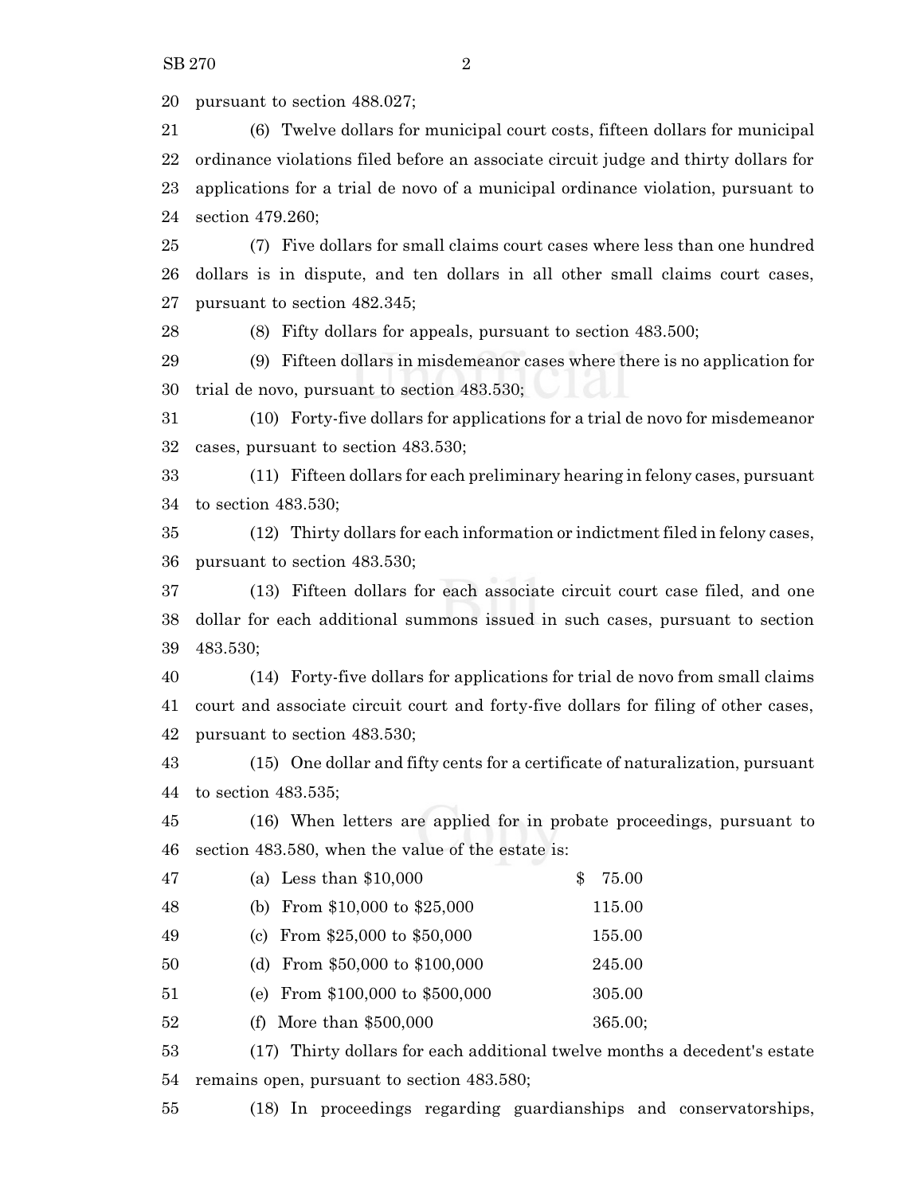pursuant to section 488.027;

(6) Twelve dollars for municipal court costs, fifteen dollars for municipal ordinance violations filed before an associate circuit judge and thirty dollars for applications for a trial de novo of a municipal ordinance violation, pursuant to section 479.260;

(7) Five dollars for small claims court cases where less than one hundred dollars is in dispute, and ten dollars in all other small claims court cases, pursuant to section 482.345;

(8) Fifty dollars for appeals, pursuant to section 483.500;

(9) Fifteen dollars in misdemeanor cases where there is no application for trial de novo, pursuant to section 483.530;

(10) Forty-five dollars for applications for a trial de novo for misdemeanor cases, pursuant to section 483.530;

(11) Fifteen dollars for each preliminary hearing in felony cases, pursuant to section 483.530;

(12) Thirty dollars for each information or indictment filed in felony cases, pursuant to section 483.530;

(13) Fifteen dollars for each associate circuit court case filed, and one dollar for each additional summons issued in such cases, pursuant to section 483.530;

(14) Forty-five dollars for applications for trial de novo from small claims court and associate circuit court and forty-five dollars for filing of other cases, pursuant to section 483.530;

(15) One dollar and fifty cents for a certificate of naturalization, pursuant to section 483.535;

(16) When letters are applied for in probate proceedings, pursuant to section 483.580, when the value of the estate is:

| | |
|---|---|
| (a) Less than $10,000 | $ 75.00 |
| (b) From $10,000 to $25,000 | 115.00 |
| (c) From $25,000 to $50,000 | 155.00 |
| (d) From $50,000 to $100,000 | 245.00 |
| (e) From $100,000 to $500,000 | 305.00 |
| (f) More than $500,000 | 365.00; |

(17) Thirty dollars for each additional twelve months a decedent's estate remains open, pursuant to section 483.580;

(18) In proceedings regarding guardianships and conservatorships,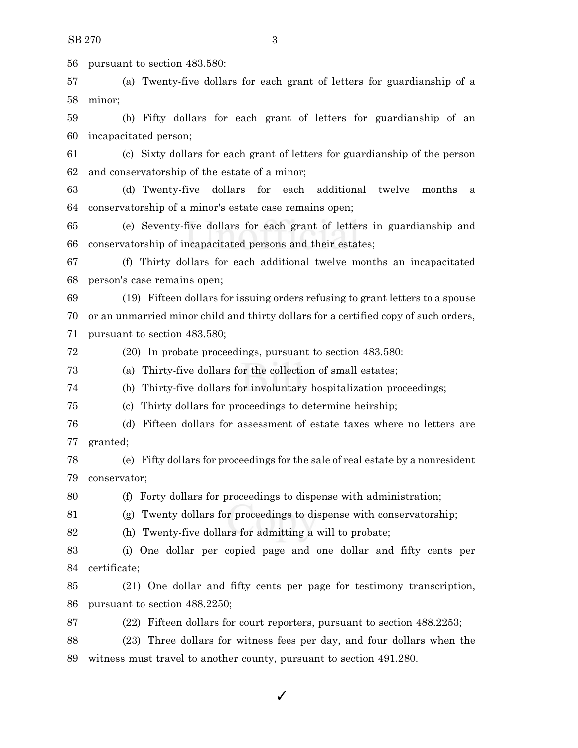pursuant to section 483.580:

(a) Twenty-five dollars for each grant of letters for guardianship of a minor;

(b) Fifty dollars for each grant of letters for guardianship of an incapacitated person;

(c) Sixty dollars for each grant of letters for guardianship of the person and conservatorship of the estate of a minor;

(d) Twenty-five dollars for each additional twelve months a conservatorship of a minor's estate case remains open;

(e) Seventy-five dollars for each grant of letters in guardianship and conservatorship of incapacitated persons and their estates;

(f) Thirty dollars for each additional twelve months an incapacitated person's case remains open;

(19) Fifteen dollars for issuing orders refusing to grant letters to a spouse or an unmarried minor child and thirty dollars for a certified copy of such orders, pursuant to section 483.580;

(20) In probate proceedings, pursuant to section 483.580:

(a) Thirty-five dollars for the collection of small estates;

(b) Thirty-five dollars for involuntary hospitalization proceedings;

(c) Thirty dollars for proceedings to determine heirship;

(d) Fifteen dollars for assessment of estate taxes where no letters are granted;

(e) Fifty dollars for proceedings for the sale of real estate by a nonresident conservator;

(f) Forty dollars for proceedings to dispense with administration;

(g) Twenty dollars for proceedings to dispense with conservatorship;

(h) Twenty-five dollars for admitting a will to probate;

(i) One dollar per copied page and one dollar and fifty cents per certificate;

(21) One dollar and fifty cents per page for testimony transcription, pursuant to section 488.2250;

(22) Fifteen dollars for court reporters, pursuant to section 488.2253;

(23) Three dollars for witness fees per day, and four dollars when the witness must travel to another county, pursuant to section 491.280.

✓